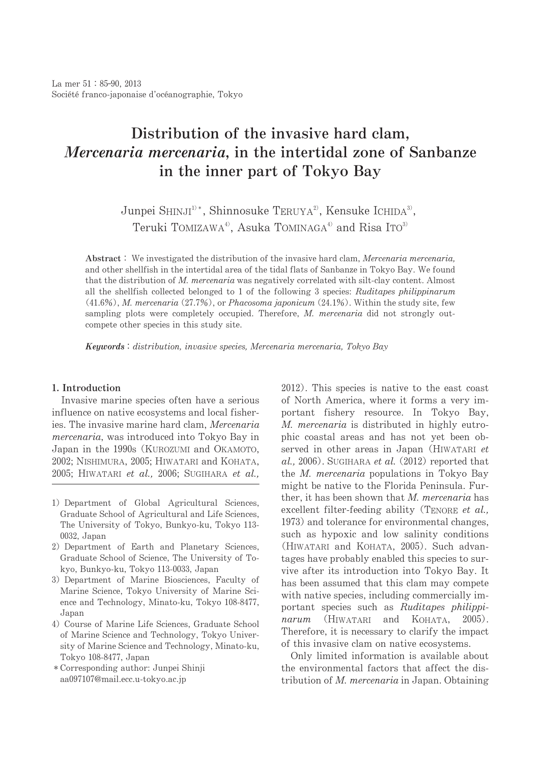# Distribution of the invasive hard clam, *Mercenaria mercenaria*, in the intertidal zone of Sanbanze in the inner part of Tokyo Bay

Junpei SHINJI[1)*], Shinnosuke TERUYA[2)], Kensuke ICHIDA[3)], Teruki TOMIZAWA[4)], Asuka TOMINAGA[4)] and Risa ITO[3)]

**Abstract**： We investigated the distribution of the invasive hard clam, *Mercenaria mercenaria,* and other shellfish in the intertidal area of the tidal flats of Sanbanze in Tokyo Bay. We found that the distribution of *M. mercenaria* was negatively correlated with silt-clay content. Almost all the shellfish collected belonged to 1 of the following 3 species: *Ruditapes philippinarum* (41.6%), *M. mercenaria* (27.7%), or *Phacosoma japonicum* (24.1%). Within the study site, few sampling plots were completely occupied. Therefore, *M. mercenaria* did not strongly outcompete other species in this study site.

***Keywords***：*distribution, invasive species, Mercenaria mercenaria, Tokyo Bay*

## 1. Introduction

Invasive marine species often have a serious influence on native ecosystems and local fisheries. The invasive marine hard clam, *Mercenaria mercenaria*, was introduced into Tokyo Bay in Japan in the 1990s (KUROZUMI and OKAMOTO, 2002; NISHIMURA, 2005; HIWATARI and KOHATA, 2005; HIWATARI *et al.,* 2006; SUGIHARA *et al.,* 2012). This species is native to the east coast of North America, where it forms a very important fishery resource. In Tokyo Bay, *M. mercenaria* is distributed in highly eutrophic coastal areas and has not yet been observed in other areas in Japan (HIWATARI *et al.,* 2006). SUGIHARA *et al.* (2012) reported that the *M. mercenaria* populations in Tokyo Bay might be native to the Florida Peninsula. Further, it has been shown that *M. mercenaria* has excellent filter-feeding ability (TENORE *et al.,* 1973) and tolerance for environmental changes, such as hypoxic and low salinity conditions (HIWATARI and KOHATA, 2005). Such advantages have probably enabled this species to survive after its introduction into Tokyo Bay. It has been assumed that this clam may compete with native species, including commercially important species such as *Ruditapes philippinarum* (HIWATARI and KOHATA, 2005). Therefore, it is necessary to clarify the impact of this invasive clam on native ecosystems.

Only limited information is available about the environmental factors that affect the distribution of *M. mercenaria* in Japan. Obtaining

1) Department of Global Agricultural Sciences, Graduate School of Agricultural and Life Sciences, The University of Tokyo, Bunkyo-ku, Tokyo 113-0032, Japan
2) Department of Earth and Planetary Sciences, Graduate School of Science, The University of Tokyo, Bunkyo-ku, Tokyo 113-0033, Japan
3) Department of Marine Biosciences, Faculty of Marine Science, Tokyo University of Marine Science and Technology, Minato-ku, Tokyo 108-8477, Japan
4) Course of Marine Life Sciences, Graduate School of Marine Science and Technology, Tokyo University of Marine Science and Technology, Minato-ku, Tokyo 108-8477, Japan
\* Corresponding author: Junpei Shinji aa097107@mail.ecc.u-tokyo.ac.jp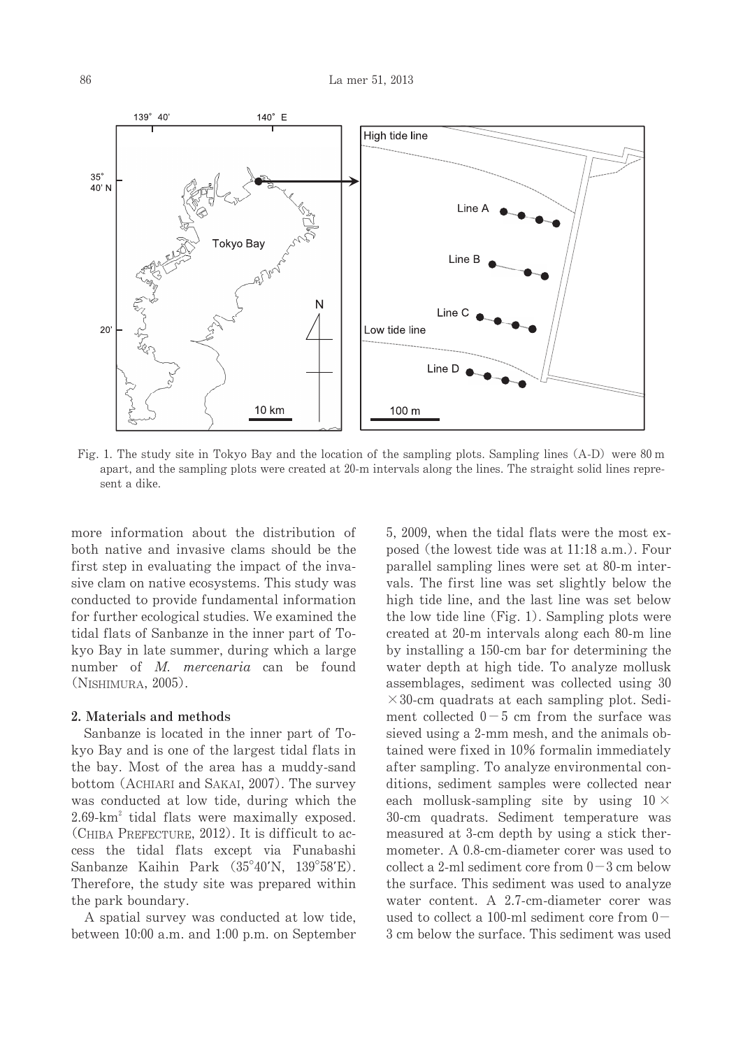Fig. 1. The study site in Tokyo Bay and the location of the sampling plots. Sampling lines (A-D) were 80 m apart, and the sampling plots were created at 20-m intervals along the lines. The straight solid lines represent a dike.

more information about the distribution of both native and invasive clams should be the first step in evaluating the impact of the invasive clam on native ecosystems. This study was conducted to provide fundamental information for further ecological studies. We examined the tidal flats of Sanbanze in the inner part of Tokyo Bay in late summer, during which a large number of *M. mercenaria* can be found (NISHIMURA, 2005).

## 2. Materials and methods

Sanbanze is located in the inner part of Tokyo Bay and is one of the largest tidal flats in the bay. Most of the area has a muddy-sand bottom (ACHIARI and SAKAI, 2007). The survey was conducted at low tide, during which the 2.69-$km^2$ tidal flats were maximally exposed. (CHIBA PREFECTURE, 2012). It is difficult to access the tidal flats except via Funabashi Sanbanze Kaihin Park (35°40′N, 139°58′E). Therefore, the study site was prepared within the park boundary.

A spatial survey was conducted at low tide, between 10:00 a.m. and 1:00 p.m. on September 5, 2009, when the tidal flats were the most exposed (the lowest tide was at 11:18 a.m.). Four parallel sampling lines were set at 80-m intervals. The first line was set slightly below the high tide line, and the last line was set below the low tide line (Fig. 1). Sampling plots were created at 20-m intervals along each 80-m line by installing a 150-cm bar for determining the water depth at high tide. To analyze mollusk assemblages, sediment was collected using 30 ×30-cm quadrats at each sampling plot. Sediment collected 0－5 cm from the surface was sieved using a 2-mm mesh, and the animals obtained were fixed in 10% formalin immediately after sampling. To analyze environmental conditions, sediment samples were collected near each mollusk-sampling site by using 10 × 30-cm quadrats. Sediment temperature was measured at 3-cm depth by using a stick thermometer. A 0.8-cm-diameter corer was used to collect a 2-ml sediment core from 0－3 cm below the surface. This sediment was used to analyze water content. A 2.7-cm-diameter corer was used to collect a 100-ml sediment core from 0－3 cm below the surface. This sediment was used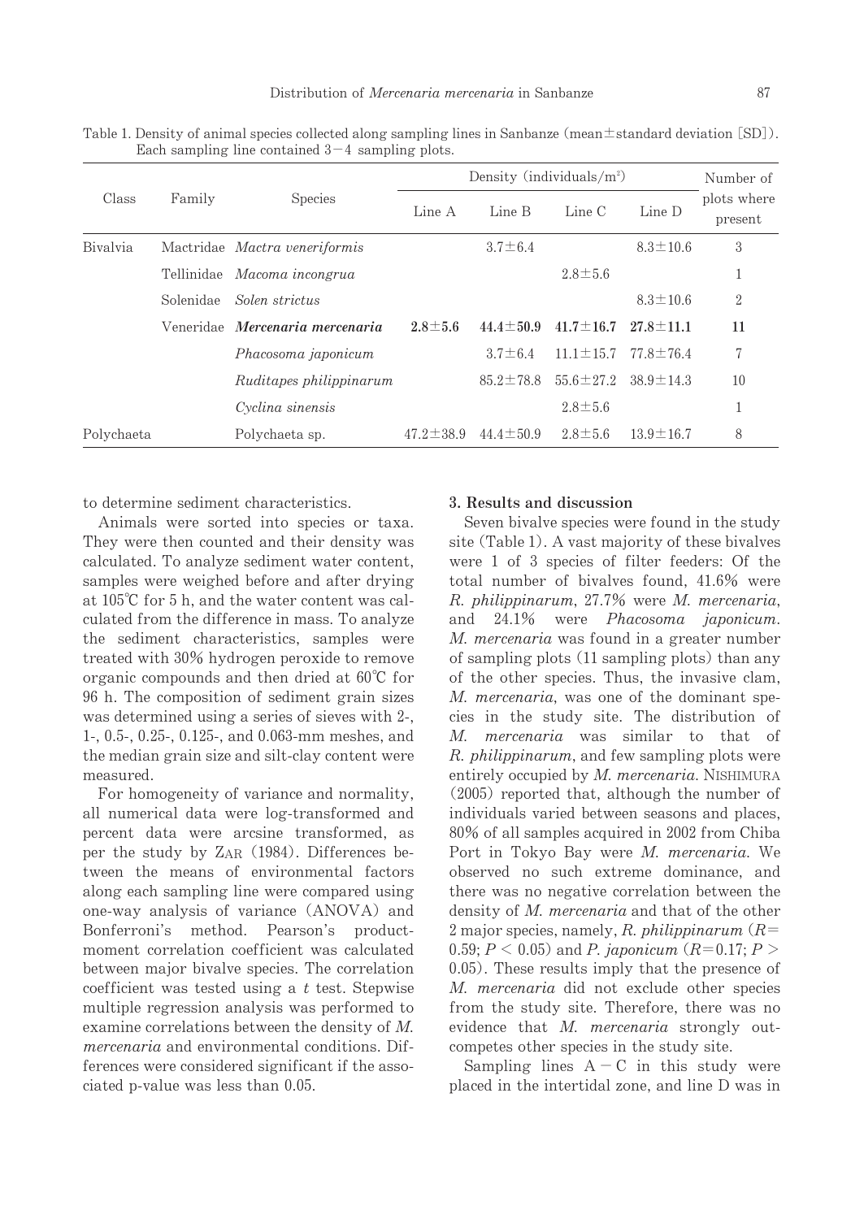Table 1. Density of animal species collected along sampling lines in Sanbanze (mean±standard deviation [SD]). Each sampling line contained 3−4 sampling plots.

| Class | Family | Species | Density (individuals/m²) | | | | Number of plots where present |
|---|---|---|---|---|---|---|---|
| | | | Line A | Line B | Line C | Line D | |
| Bivalvia | Mactridae | *Mactra veneriformis* | | 3.7±6.4 | | 8.3±10.6 | 3 |
| | Tellinidae | *Macoma incongrua* | | | 2.8±5.6 | | 1 |
| | Solenidae | *Solen strictus* | | | | 8.3±10.6 | 2 |
| | Veneridae | ***Mercenaria mercenaria*** | **2.8±5.6** | **44.4±50.9** | **41.7±16.7** | **27.8±11.1** | **11** |
| | | *Phacosoma japonicum* | | 3.7±6.4 | 11.1±15.7 | 77.8±76.4 | 7 |
| | | *Ruditapes philippinarum* | | 85.2±78.8 | 55.6±27.2 | 38.9±14.3 | 10 |
| | | *Cyclina sinensis* | | | 2.8±5.6 | | 1 |
| Polychaeta | | Polychaeta sp. | 47.2±38.9 | 44.4±50.9 | 2.8±5.6 | 13.9±16.7 | 8 |

to determine sediment characteristics.

Animals were sorted into species or taxa. They were then counted and their density was calculated. To analyze sediment water content, samples were weighed before and after drying at 105℃ for 5 h, and the water content was calculated from the difference in mass. To analyze the sediment characteristics, samples were treated with 30% hydrogen peroxide to remove organic compounds and then dried at 60℃ for 96 h. The composition of sediment grain sizes was determined using a series of sieves with 2-, 1-, 0.5-, 0.25-, 0.125-, and 0.063-mm meshes, and the median grain size and silt-clay content were measured.

For homogeneity of variance and normality, all numerical data were log-transformed and percent data were arcsine transformed, as per the study by ZAR (1984). Differences between the means of environmental factors along each sampling line were compared using one-way analysis of variance (ANOVA) and Bonferroni's method. Pearson's product-moment correlation coefficient was calculated between major bivalve species. The correlation coefficient was tested using a $t$ test. Stepwise multiple regression analysis was performed to examine correlations between the density of *M. mercenaria* and environmental conditions. Differences were considered significant if the associated p-value was less than 0.05.

## 3. Results and discussion

Seven bivalve species were found in the study site (Table 1). A vast majority of these bivalves were 1 of 3 species of filter feeders: Of the total number of bivalves found, 41.6% were *R. philippinarum*, 27.7% were *M. mercenaria*, and 24.1% were *Phacosoma japonicum*. *M. mercenaria* was found in a greater number of sampling plots (11 sampling plots) than any of the other species. Thus, the invasive clam, *M. mercenaria*, was one of the dominant species in the study site. The distribution of *M. mercenaria* was similar to that of *R. philippinarum*, and few sampling plots were entirely occupied by *M. mercenaria*. NISHIMURA (2005) reported that, although the number of individuals varied between seasons and places, 80% of all samples acquired in 2002 from Chiba Port in Tokyo Bay were *M. mercenaria*. We observed no such extreme dominance, and there was no negative correlation between the density of *M. mercenaria* and that of the other 2 major species, namely, *R. philippinarum* ($R$= 0.59; $P < 0.05$) and *P. japonicum* ($R$=0.17; $P > 0.05$). These results imply that the presence of *M. mercenaria* did not exclude other species from the study site. Therefore, there was no evidence that *M. mercenaria* strongly outcompetes other species in the study site.

Sampling lines A−C in this study were placed in the intertidal zone, and line D was in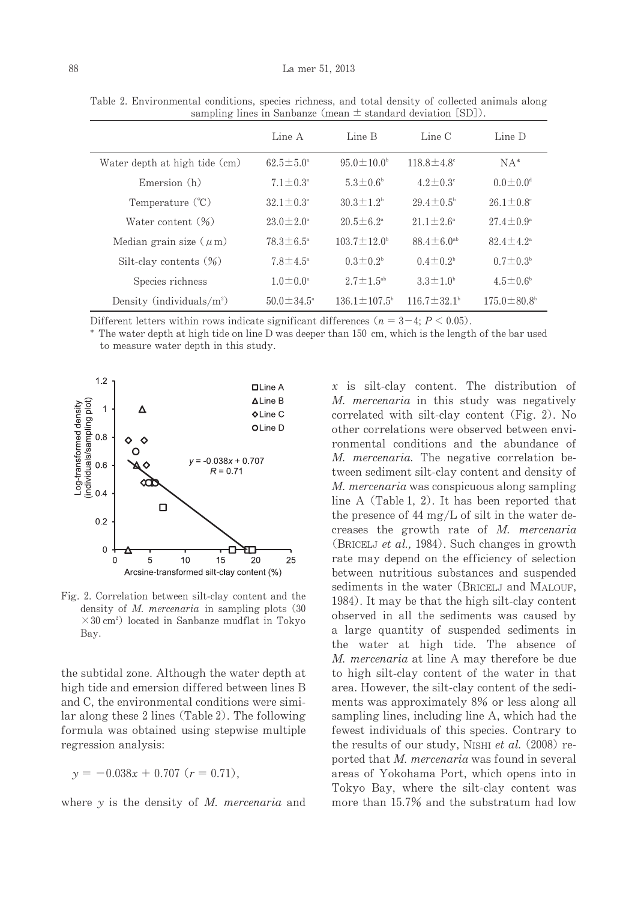Table 2. Environmental conditions, species richness, and total density of collected animals along sampling lines in Sanbanze (mean ± standard deviation [SD]).

| | Line A | Line B | Line C | Line D |
|---|---|---|---|---|
| Water depth at high tide (cm) | 62.5±5.0[a] | 95.0±10.0[b] | 118.8±4.8[c] | NA* |
| Emersion (h) | 7.1±0.3[a] | 5.3±0.6[b] | 4.2±0.3[c] | 0.0±0.0[d] |
| Temperature (℃) | 32.1±0.3[a] | 30.3±1.2[b] | 29.4±0.5[b] | 26.1±0.8[c] |
| Water content (%) | 23.0±2.0[a] | 20.5±6.2[a] | 21.1±2.6[a] | 27.4±0.9[a] |
| Median grain size (μm) | 78.3±6.5[a] | 103.7±12.0[b] | 88.4±6.0[ab] | 82.4±4.2[a] |
| Silt-clay contents (%) | 7.8±4.5[a] | 0.3±0.2[b] | 0.4±0.2[b] | 0.7±0.3[b] |
| Species richness | 1.0±0.0[a] | 2.7±1.5[ab] | 3.3±1.0[b] | 4.5±0.6[b] |
| Density (individuals/$m^2$) | 50.0±34.5[a] | 136.1±107.5[b] | 116.7±32.1[b] | 175.0±80.8[b] |

Different letters within rows indicate significant differences ($n = 3-4$; $P < 0.05$).

\* The water depth at high tide on line D was deeper than 150 cm, which is the length of the bar used to measure water depth in this study.

Fig. 2. Correlation between silt-clay content and the density of *M. mercenaria* in sampling plots (30 × 30 $cm^2$) located in Sanbanze mudflat in Tokyo Bay.

the subtidal zone. Although the water depth at high tide and emersion differed between lines B and C, the environmental conditions were similar along these 2 lines (Table 2). The following formula was obtained using stepwise multiple regression analysis:

$$y = -0.038x + 0.707 \ (r = 0.71),$$

where $y$ is the density of *M. mercenaria* and $x$ is silt-clay content. The distribution of *M. mercenaria* in this study was negatively correlated with silt-clay content (Fig. 2). No other correlations were observed between environmental conditions and the abundance of *M. mercenaria*. The negative correlation between sediment silt-clay content and density of *M. mercenaria* was conspicuous along sampling line A (Table 1, 2). It has been reported that the presence of 44 mg/L of silt in the water decreases the growth rate of *M. mercenaria* (Bricelj *et al.*, 1984). Such changes in growth rate may depend on the efficiency of selection between nutritious substances and suspended sediments in the water (Bricelj and Malouf, 1984). It may be that the high silt-clay content observed in all the sediments was caused by a large quantity of suspended sediments in the water at high tide. The absence of *M. mercenaria* at line A may therefore be due to high silt-clay content of the water in that area. However, the silt-clay content of the sediments was approximately 8% or less along all sampling lines, including line A, which had the fewest individuals of this species. Contrary to the results of our study, Nishi *et al.* (2008) reported that *M. mercenaria* was found in several areas of Yokohama Port, which opens into in Tokyo Bay, where the silt-clay content was more than 15.7% and the substratum had low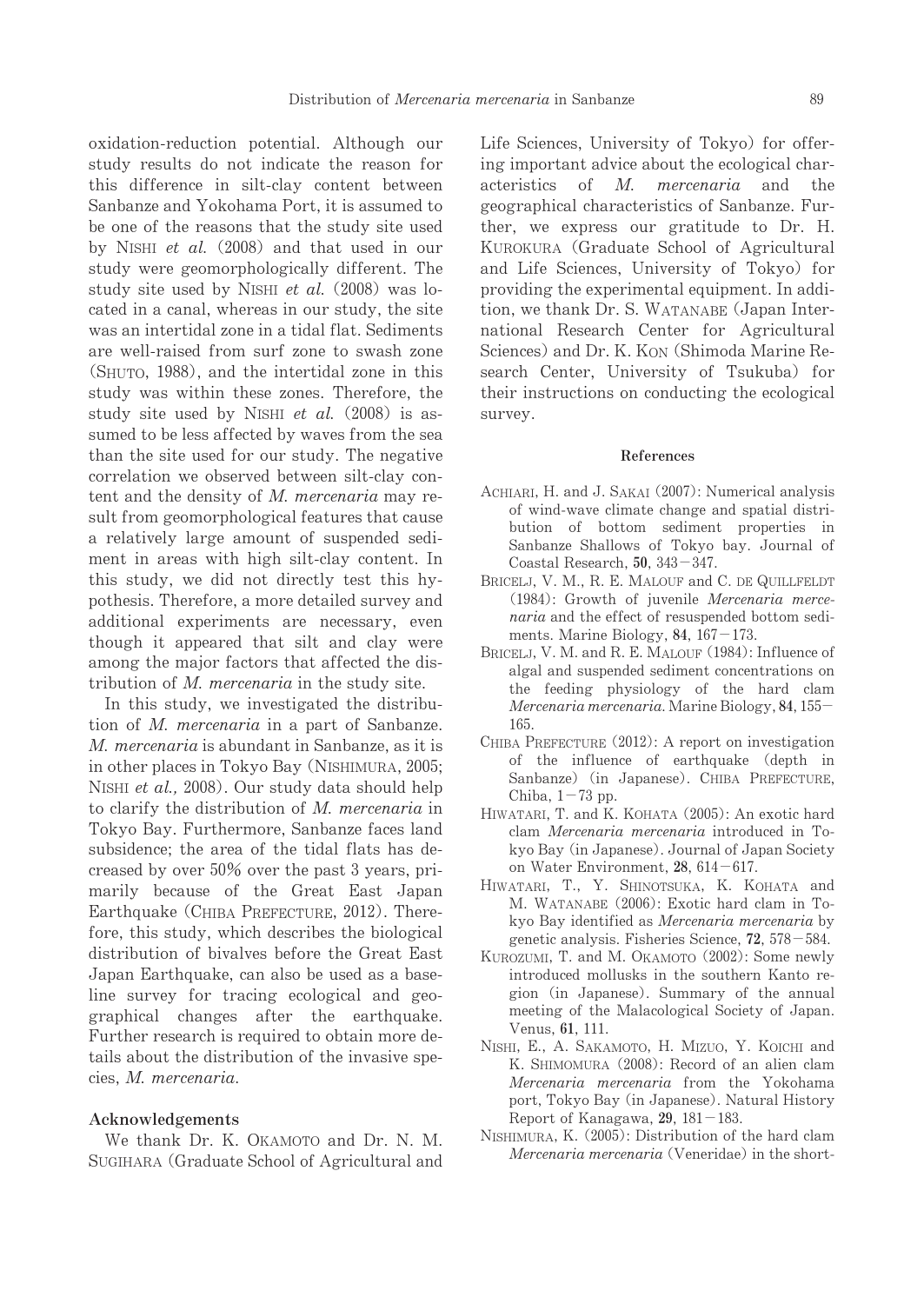oxidation-reduction potential. Although our study results do not indicate the reason for this difference in silt-clay content between Sanbanze and Yokohama Port, it is assumed to be one of the reasons that the study site used by Nishi *et al.* (2008) and that used in our study were geomorphologically different. The study site used by Nishi *et al.* (2008) was located in a canal, whereas in our study, the site was an intertidal zone in a tidal flat. Sediments are well-raised from surf zone to swash zone (Shuto, 1988), and the intertidal zone in this study was within these zones. Therefore, the study site used by Nishi *et al.* (2008) is assumed to be less affected by waves from the sea than the site used for our study. The negative correlation we observed between silt-clay content and the density of *M. mercenaria* may result from geomorphological features that cause a relatively large amount of suspended sediment in areas with high silt-clay content. In this study, we did not directly test this hypothesis. Therefore, a more detailed survey and additional experiments are necessary, even though it appeared that silt and clay were among the major factors that affected the distribution of *M. mercenaria* in the study site.

In this study, we investigated the distribution of *M. mercenaria* in a part of Sanbanze. *M. mercenaria* is abundant in Sanbanze, as it is in other places in Tokyo Bay (Nishimura, 2005; Nishi *et al.,* 2008). Our study data should help to clarify the distribution of *M. mercenaria* in Tokyo Bay. Furthermore, Sanbanze faces land subsidence; the area of the tidal flats has decreased by over 50% over the past 3 years, primarily because of the Great East Japan Earthquake (Chiba Prefecture, 2012). Therefore, this study, which describes the biological distribution of bivalves before the Great East Japan Earthquake, can also be used as a baseline survey for tracing ecological and geographical changes after the earthquake. Further research is required to obtain more details about the distribution of the invasive species, *M. mercenaria*.

## Acknowledgements

We thank Dr. K. Okamoto and Dr. N. M. Sugihara (Graduate School of Agricultural and Life Sciences, University of Tokyo) for offering important advice about the ecological characteristics of *M. mercenaria* and the geographical characteristics of Sanbanze. Further, we express our gratitude to Dr. H. Kurokura (Graduate School of Agricultural and Life Sciences, University of Tokyo) for providing the experimental equipment. In addition, we thank Dr. S. Watanabe (Japan International Research Center for Agricultural Sciences) and Dr. K. Kon (Shimoda Marine Research Center, University of Tsukuba) for their instructions on conducting the ecological survey.

## References

Achiari, H. and J. Sakai (2007): Numerical analysis of wind-wave climate change and spatial distribution of bottom sediment properties in Sanbanze Shallows of Tokyo bay. Journal of Coastal Research, **50**, 343−347.

Bricelj, V. M., R. E. Malouf and C. de Quillfeldt (1984): Growth of juvenile *Mercenaria mercenaria* and the effect of resuspended bottom sediments. Marine Biology, **84**, 167−173.

Bricelj, V. M. and R. E. Malouf (1984): Influence of algal and suspended sediment concentrations on the feeding physiology of the hard clam *Mercenaria mercenaria*. Marine Biology, **84**, 155−165.

Chiba Prefecture (2012): A report on investigation of the influence of earthquake (depth in Sanbanze) (in Japanese). Chiba Prefecture, Chiba, 1−73 pp.

Hiwatari, T. and K. Kohata (2005): An exotic hard clam *Mercenaria mercenaria* introduced in Tokyo Bay (in Japanese). Journal of Japan Society on Water Environment, **28**, 614−617.

Hiwatari, T., Y. Shinotsuka, K. Kohata and M. Watanabe (2006): Exotic hard clam in Tokyo Bay identified as *Mercenaria mercenaria* by genetic analysis. Fisheries Science, **72**, 578−584.

Kurozumi, T. and M. Okamoto (2002): Some newly introduced mollusks in the southern Kanto region (in Japanese). Summary of the annual meeting of the Malacological Society of Japan. Venus, **61**, 111.

Nishi, E., A. Sakamoto, H. Mizuo, Y. Koichi and K. Shimomura (2008): Record of an alien clam *Mercenaria mercenaria* from the Yokohama port, Tokyo Bay (in Japanese). Natural History Report of Kanagawa, **29**, 181−183.

Nishimura, K. (2005): Distribution of the hard clam *Mercenaria mercenaria* (Veneridae) in the short-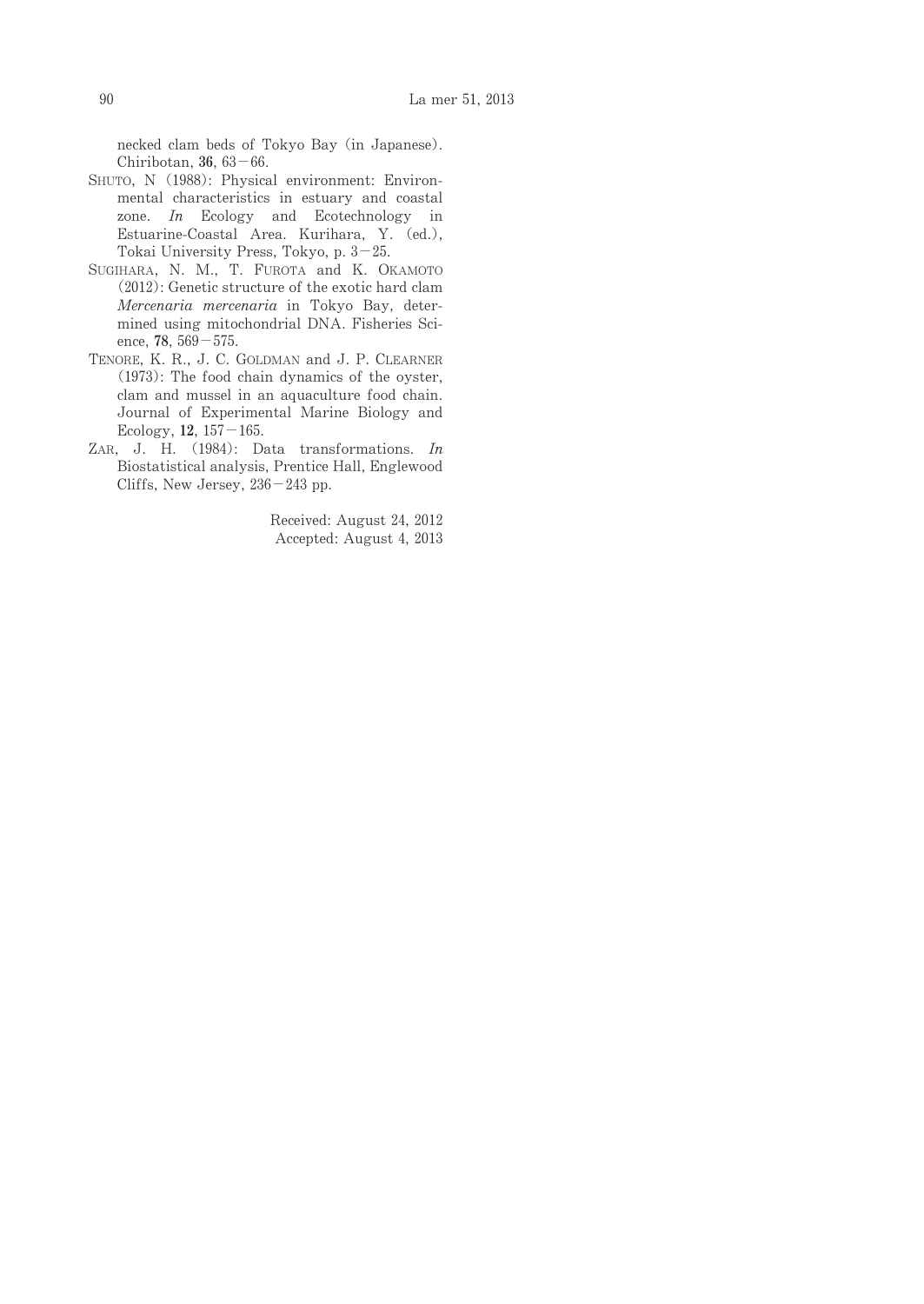necked clam beds of Tokyo Bay (in Japanese). Chiribotan, **36**, 63−66.

SHUTO, N (1988): Physical environment: Environmental characteristics in estuary and coastal zone. *In* Ecology and Ecotechnology in Estuarine-Coastal Area. Kurihara, Y. (ed.), Tokai University Press, Tokyo, p. 3−25.

SUGIHARA, N. M., T. FUROTA and K. OKAMOTO (2012): Genetic structure of the exotic hard clam *Mercenaria mercenaria* in Tokyo Bay, determined using mitochondrial DNA. Fisheries Science, **78**, 569−575.

TENORE, K. R., J. C. GOLDMAN and J. P. CLEARNER (1973): The food chain dynamics of the oyster, clam and mussel in an aquaculture food chain. Journal of Experimental Marine Biology and Ecology, **12**, 157−165.

ZAR, J. H. (1984): Data transformations. *In* Biostatistical analysis, Prentice Hall, Englewood Cliffs, New Jersey, 236−243 pp.

Received: August 24, 2012
Accepted: August 4, 2013